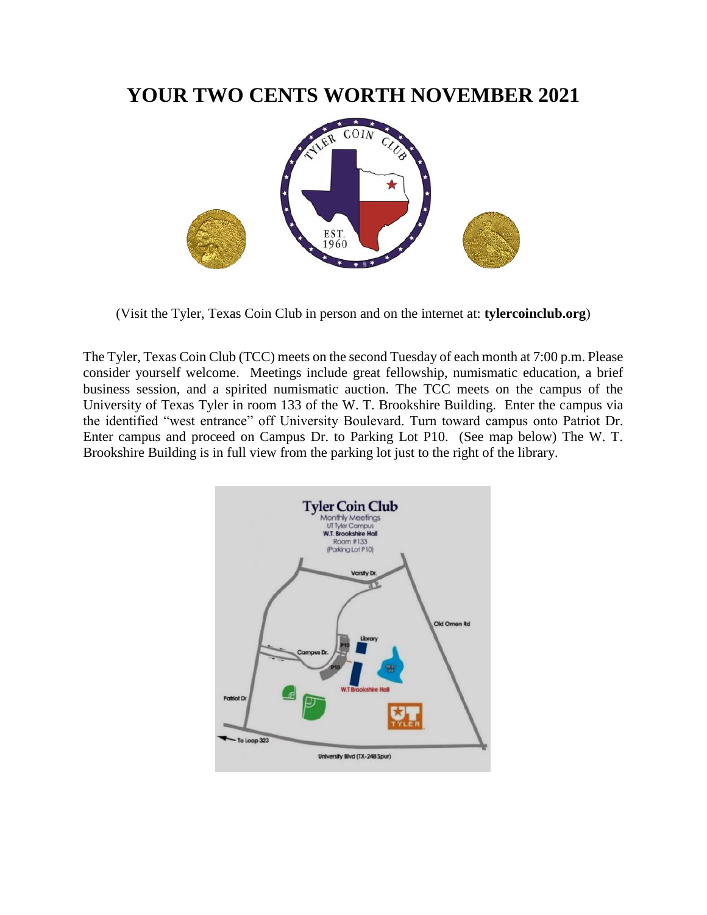# YOUR TWO CENTS WORTH NOVEMBER 2021

(Visit the Tyler, Texas Coin Club in person and on the internet at: **tylercoinclub.org**)

The Tyler, Texas Coin Club (TCC) meets on the second Tuesday of each month at 7:00 p.m. Please consider yourself welcome. Meetings include great fellowship, numismatic education, a brief business session, and a spirited numismatic auction. The TCC meets on the campus of the University of Texas Tyler in room 133 of the W. T. Brookshire Building. Enter the campus via the identified "west entrance" off University Boulevard. Turn toward campus onto Patriot Dr. Enter campus and proceed on Campus Dr. to Parking Lot P10. (See map below) The W. T. Brookshire Building is in full view from the parking lot just to the right of the library.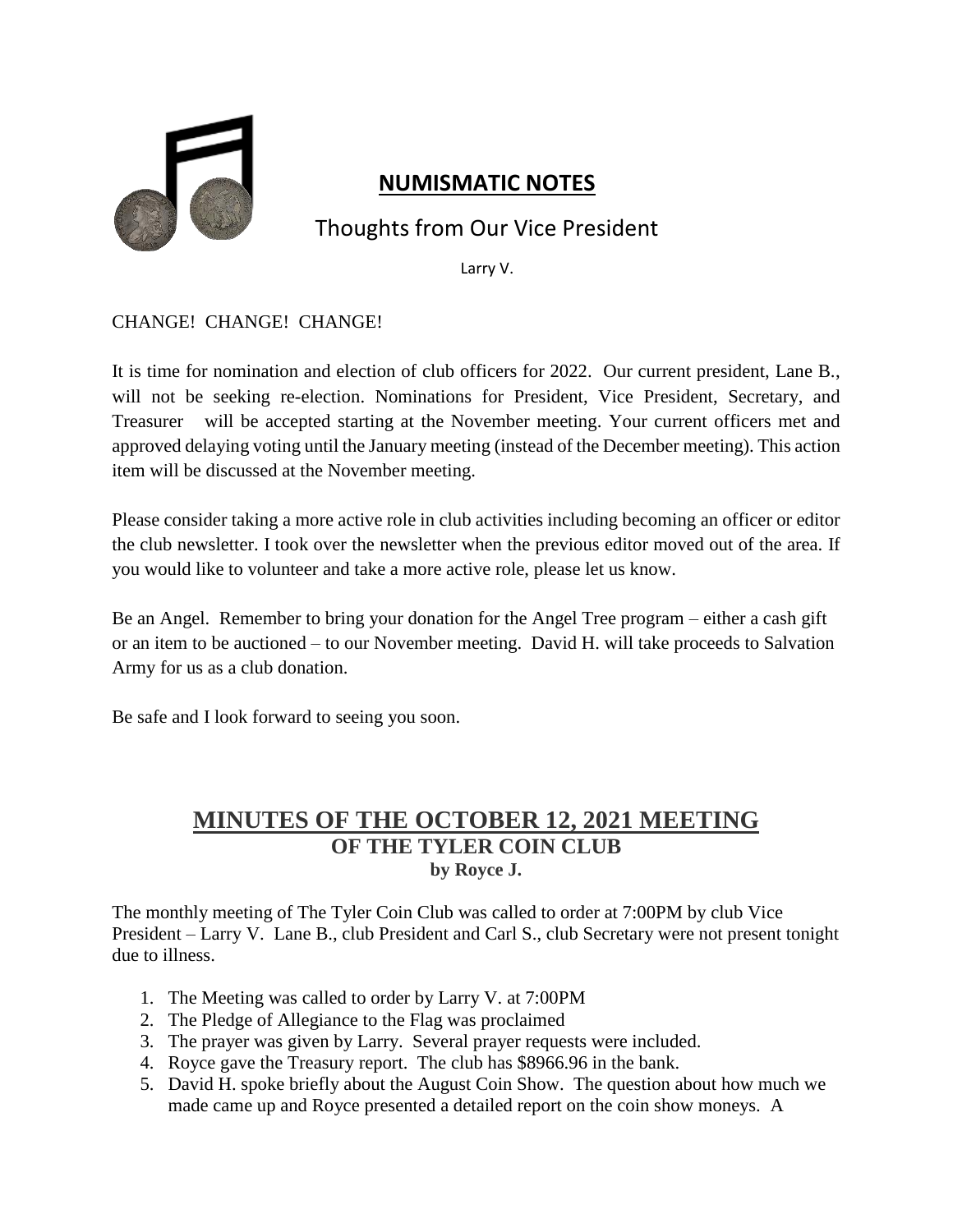# NUMISMATIC NOTES

## Thoughts from Our Vice President

Larry V.

CHANGE! CHANGE! CHANGE!

It is time for nomination and election of club officers for 2022. Our current president, Lane B., will not be seeking re-election. Nominations for President, Vice President, Secretary, and Treasurer will be accepted starting at the November meeting. Your current officers met and approved delaying voting until the January meeting (instead of the December meeting). This action item will be discussed at the November meeting.

Please consider taking a more active role in club activities including becoming an officer or editor the club newsletter. I took over the newsletter when the previous editor moved out of the area. If you would like to volunteer and take a more active role, please let us know.

Be an Angel. Remember to bring your donation for the Angel Tree program – either a cash gift or an item to be auctioned – to our November meeting. David H. will take proceeds to Salvation Army for us as a club donation.

Be safe and I look forward to seeing you soon.

## MINUTES OF THE OCTOBER 12, 2021 MEETING
### OF THE TYLER COIN CLUB
**by Royce J.**

The monthly meeting of The Tyler Coin Club was called to order at 7:00PM by club Vice President – Larry V. Lane B., club President and Carl S., club Secretary were not present tonight due to illness.

1. The Meeting was called to order by Larry V. at 7:00PM
2. The Pledge of Allegiance to the Flag was proclaimed
3. The prayer was given by Larry. Several prayer requests were included.
4. Royce gave the Treasury report. The club has $8966.96 in the bank.
5. David H. spoke briefly about the August Coin Show. The question about how much we made came up and Royce presented a detailed report on the coin show moneys. A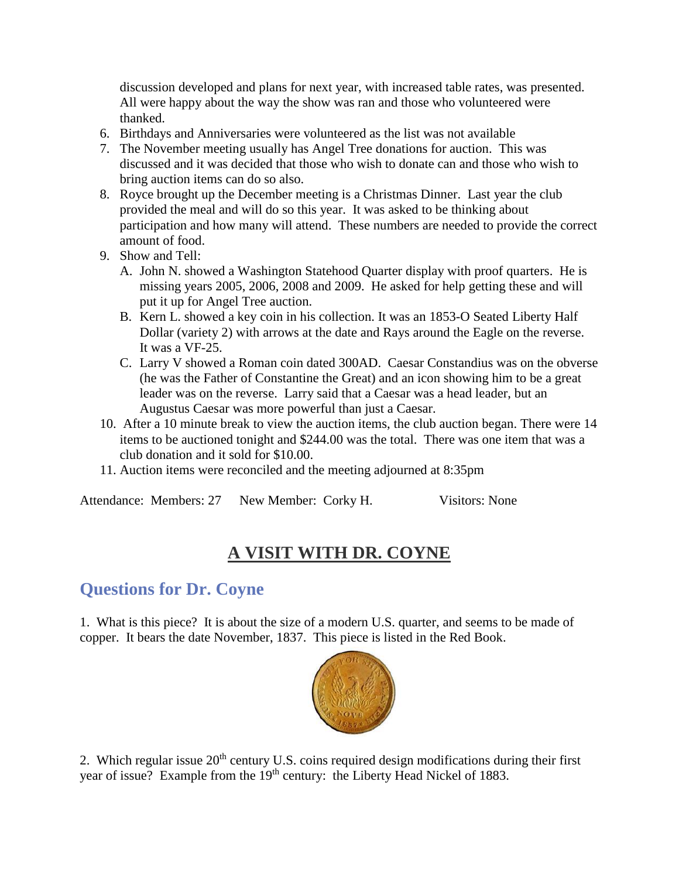discussion developed and plans for next year, with increased table rates, was presented. All were happy about the way the show was ran and those who volunteered were thanked.

6. Birthdays and Anniversaries were volunteered as the list was not available
7. The November meeting usually has Angel Tree donations for auction. This was discussed and it was decided that those who wish to donate can and those who wish to bring auction items can do so also.
8. Royce brought up the December meeting is a Christmas Dinner. Last year the club provided the meal and will do so this year. It was asked to be thinking about participation and how many will attend. These numbers are needed to provide the correct amount of food.
9. Show and Tell:
   A. John N. showed a Washington Statehood Quarter display with proof quarters. He is missing years 2005, 2006, 2008 and 2009. He asked for help getting these and will put it up for Angel Tree auction.
   B. Kern L. showed a key coin in his collection. It was an 1853-O Seated Liberty Half Dollar (variety 2) with arrows at the date and Rays around the Eagle on the reverse. It was a VF-25.
   C. Larry V showed a Roman coin dated 300AD. Caesar Constandius was on the obverse (he was the Father of Constantine the Great) and an icon showing him to be a great leader was on the reverse. Larry said that a Caesar was a head leader, but an Augustus Caesar was more powerful than just a Caesar.
10. After a 10 minute break to view the auction items, the club auction began. There were 14 items to be auctioned tonight and $244.00 was the total. There was one item that was a club donation and it sold for $10.00.
11. Auction items were reconciled and the meeting adjourned at 8:35pm

Attendance: Members: 27 New Member: Corky H. Visitors: None

# A VISIT WITH DR. COYNE

## Questions for Dr. Coyne

1. What is this piece? It is about the size of a modern U.S. quarter, and seems to be made of copper. It bears the date November, 1837. This piece is listed in the Red Book.

2. Which regular issue 20th century U.S. coins required design modifications during their first year of issue? Example from the 19th century: the Liberty Head Nickel of 1883.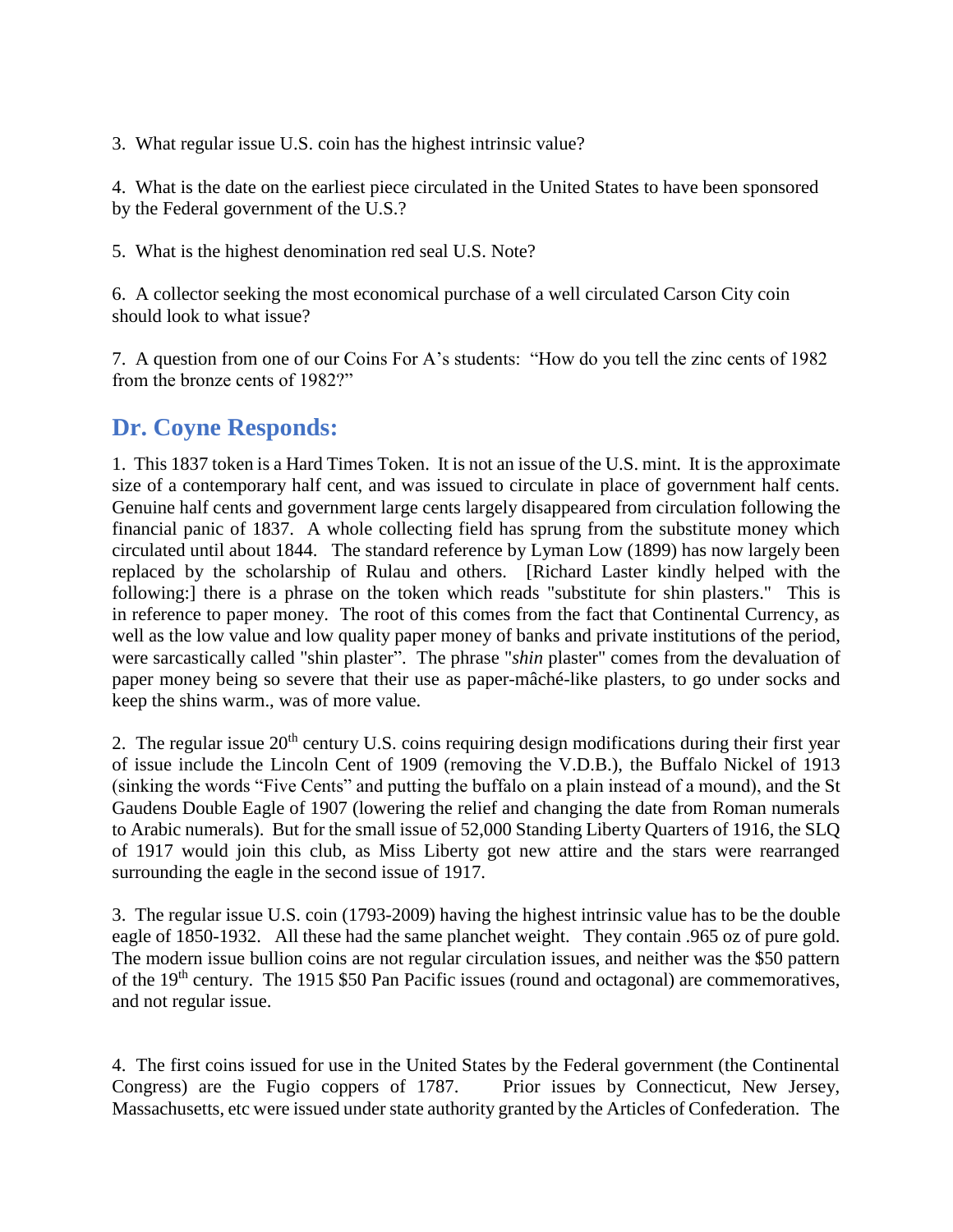3. What regular issue U.S. coin has the highest intrinsic value?

4. What is the date on the earliest piece circulated in the United States to have been sponsored by the Federal government of the U.S.?

5. What is the highest denomination red seal U.S. Note?

6. A collector seeking the most economical purchase of a well circulated Carson City coin should look to what issue?

7. A question from one of our Coins For A's students: "How do you tell the zinc cents of 1982 from the bronze cents of 1982?"

## Dr. Coyne Responds:

1. This 1837 token is a Hard Times Token. It is not an issue of the U.S. mint. It is the approximate size of a contemporary half cent, and was issued to circulate in place of government half cents. Genuine half cents and government large cents largely disappeared from circulation following the financial panic of 1837. A whole collecting field has sprung from the substitute money which circulated until about 1844. The standard reference by Lyman Low (1899) has now largely been replaced by the scholarship of Rulau and others. [Richard Laster kindly helped with the following:] there is a phrase on the token which reads "substitute for shin plasters." This is in reference to paper money. The root of this comes from the fact that Continental Currency, as well as the low value and low quality paper money of banks and private institutions of the period, were sarcastically called "shin plaster". The phrase "*shin* plaster" comes from the devaluation of paper money being so severe that their use as paper-mâché-like plasters, to go under socks and keep the shins warm., was of more value.

2. The regular issue 20th century U.S. coins requiring design modifications during their first year of issue include the Lincoln Cent of 1909 (removing the V.D.B.), the Buffalo Nickel of 1913 (sinking the words "Five Cents" and putting the buffalo on a plain instead of a mound), and the St Gaudens Double Eagle of 1907 (lowering the relief and changing the date from Roman numerals to Arabic numerals). But for the small issue of 52,000 Standing Liberty Quarters of 1916, the SLQ of 1917 would join this club, as Miss Liberty got new attire and the stars were rearranged surrounding the eagle in the second issue of 1917.

3. The regular issue U.S. coin (1793-2009) having the highest intrinsic value has to be the double eagle of 1850-1932. All these had the same planchet weight. They contain .965 oz of pure gold. The modern issue bullion coins are not regular circulation issues, and neither was the $50 pattern of the 19th century. The 1915 $50 Pan Pacific issues (round and octagonal) are commemoratives, and not regular issue.

4. The first coins issued for use in the United States by the Federal government (the Continental Congress) are the Fugio coppers of 1787. Prior issues by Connecticut, New Jersey, Massachusetts, etc were issued under state authority granted by the Articles of Confederation. The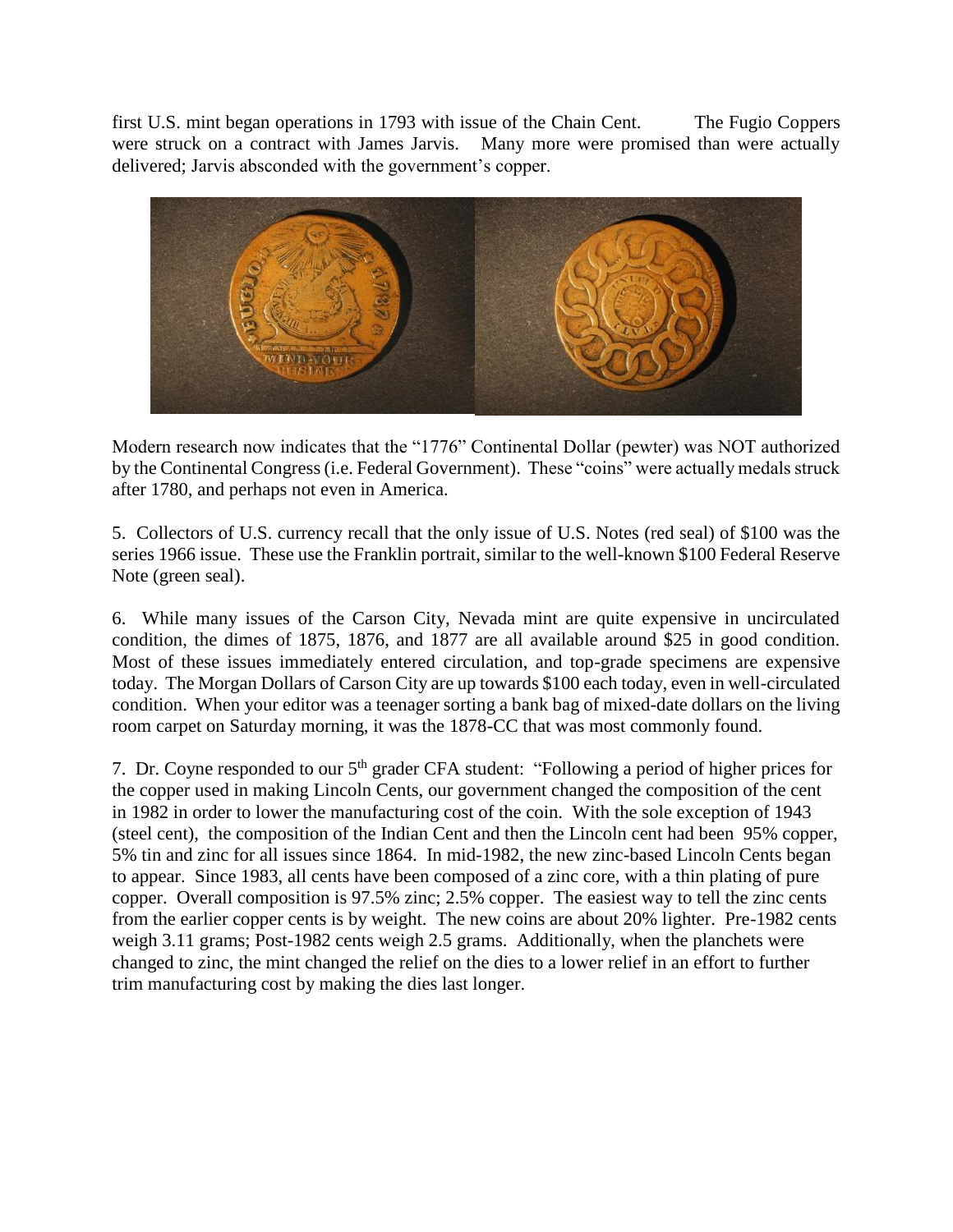first U.S. mint began operations in 1793 with issue of the Chain Cent. The Fugio Coppers were struck on a contract with James Jarvis. Many more were promised than were actually delivered; Jarvis absconded with the government's copper.

Modern research now indicates that the "1776" Continental Dollar (pewter) was NOT authorized by the Continental Congress (i.e. Federal Government). These "coins" were actually medals struck after 1780, and perhaps not even in America.

5. Collectors of U.S. currency recall that the only issue of U.S. Notes (red seal) of \$100 was the series 1966 issue. These use the Franklin portrait, similar to the well-known \$100 Federal Reserve Note (green seal).

6. While many issues of the Carson City, Nevada mint are quite expensive in uncirculated condition, the dimes of 1875, 1876, and 1877 are all available around \$25 in good condition. Most of these issues immediately entered circulation, and top-grade specimens are expensive today. The Morgan Dollars of Carson City are up towards \$100 each today, even in well-circulated condition. When your editor was a teenager sorting a bank bag of mixed-date dollars on the living room carpet on Saturday morning, it was the 1878-CC that was most commonly found.

7. Dr. Coyne responded to our 5th grader CFA student: "Following a period of higher prices for the copper used in making Lincoln Cents, our government changed the composition of the cent in 1982 in order to lower the manufacturing cost of the coin. With the sole exception of 1943 (steel cent), the composition of the Indian Cent and then the Lincoln cent had been 95% copper, 5% tin and zinc for all issues since 1864. In mid-1982, the new zinc-based Lincoln Cents began to appear. Since 1983, all cents have been composed of a zinc core, with a thin plating of pure copper. Overall composition is 97.5% zinc; 2.5% copper. The easiest way to tell the zinc cents from the earlier copper cents is by weight. The new coins are about 20% lighter. Pre-1982 cents weigh 3.11 grams; Post-1982 cents weigh 2.5 grams. Additionally, when the planchets were changed to zinc, the mint changed the relief on the dies to a lower relief in an effort to further trim manufacturing cost by making the dies last longer.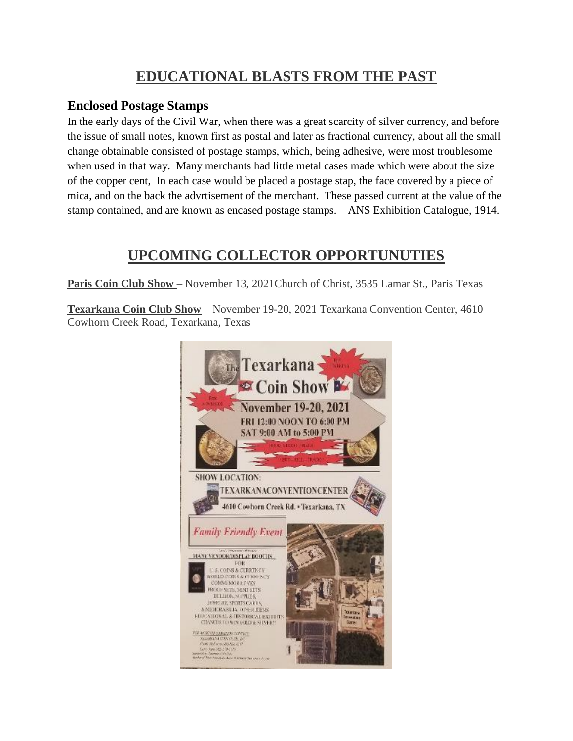## EDUCATIONAL BLASTS FROM THE PAST

### Enclosed Postage Stamps

In the early days of the Civil War, when there was a great scarcity of silver currency, and before the issue of small notes, known first as postal and later as fractional currency, about all the small change obtainable consisted of postage stamps, which, being adhesive, were most troublesome when used in that way. Many merchants had little metal cases made which were about the size of the copper cent, In each case would be placed a postage stap, the face covered by a piece of mica, and on the back the advrtisement of the merchant. These passed current at the value of the stamp contained, and are known as encased postage stamps. – ANS Exhibition Catalogue, 1914.

## UPCOMING COLLECTOR OPPORTUNUTIES

**Paris Coin Club Show** – November 13, 2021Church of Christ, 3535 Lamar St., Paris Texas

**Texarkana Coin Club Show** – November 19-20, 2021 Texarkana Convention Center, 4610 Cowhorn Creek Road, Texarkana, Texas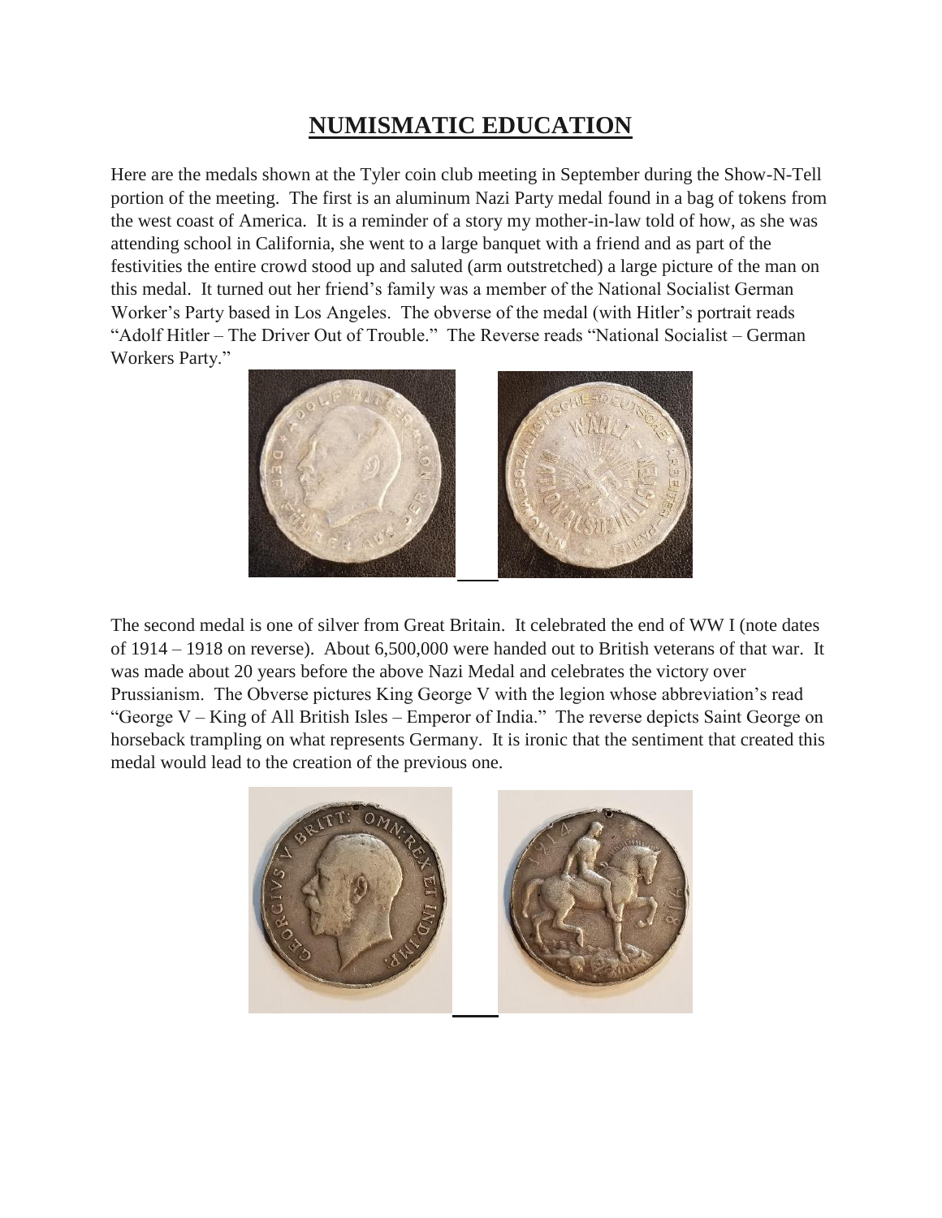# NUMISMATIC EDUCATION

Here are the medals shown at the Tyler coin club meeting in September during the Show-N-Tell portion of the meeting. The first is an aluminum Nazi Party medal found in a bag of tokens from the west coast of America. It is a reminder of a story my mother-in-law told of how, as she was attending school in California, she went to a large banquet with a friend and as part of the festivities the entire crowd stood up and saluted (arm outstretched) a large picture of the man on this medal. It turned out her friend's family was a member of the National Socialist German Worker's Party based in Los Angeles. The obverse of the medal (with Hitler's portrait reads "Adolf Hitler – The Driver Out of Trouble." The Reverse reads "National Socialist – German Workers Party."

The second medal is one of silver from Great Britain. It celebrated the end of WW I (note dates of 1914 – 1918 on reverse). About 6,500,000 were handed out to British veterans of that war. It was made about 20 years before the above Nazi Medal and celebrates the victory over Prussianism. The Obverse pictures King George V with the legion whose abbreviation's read "George V – King of All British Isles – Emperor of India." The reverse depicts Saint George on horseback trampling on what represents Germany. It is ironic that the sentiment that created this medal would lead to the creation of the previous one.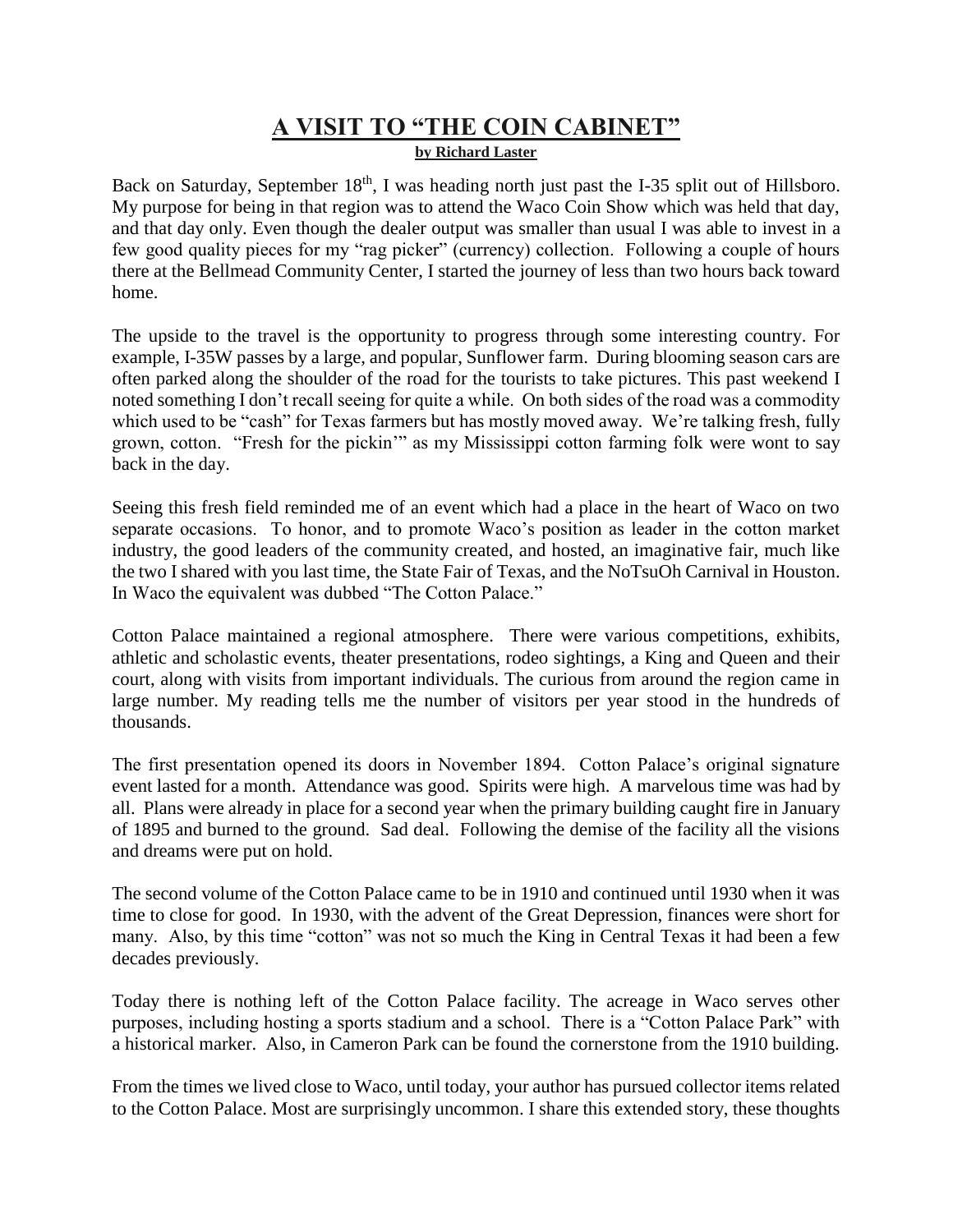# A VISIT TO "THE COIN CABINET"

**by Richard Laster**

Back on Saturday, September 18th, I was heading north just past the I-35 split out of Hillsboro. My purpose for being in that region was to attend the Waco Coin Show which was held that day, and that day only. Even though the dealer output was smaller than usual I was able to invest in a few good quality pieces for my "rag picker" (currency) collection. Following a couple of hours there at the Bellmead Community Center, I started the journey of less than two hours back toward home.

The upside to the travel is the opportunity to progress through some interesting country. For example, I-35W passes by a large, and popular, Sunflower farm. During blooming season cars are often parked along the shoulder of the road for the tourists to take pictures. This past weekend I noted something I don't recall seeing for quite a while. On both sides of the road was a commodity which used to be "cash" for Texas farmers but has mostly moved away. We're talking fresh, fully grown, cotton. "Fresh for the pickin'" as my Mississippi cotton farming folk were wont to say back in the day.

Seeing this fresh field reminded me of an event which had a place in the heart of Waco on two separate occasions. To honor, and to promote Waco's position as leader in the cotton market industry, the good leaders of the community created, and hosted, an imaginative fair, much like the two I shared with you last time, the State Fair of Texas, and the NoTsuOh Carnival in Houston. In Waco the equivalent was dubbed "The Cotton Palace."

Cotton Palace maintained a regional atmosphere. There were various competitions, exhibits, athletic and scholastic events, theater presentations, rodeo sightings, a King and Queen and their court, along with visits from important individuals. The curious from around the region came in large number. My reading tells me the number of visitors per year stood in the hundreds of thousands.

The first presentation opened its doors in November 1894. Cotton Palace's original signature event lasted for a month. Attendance was good. Spirits were high. A marvelous time was had by all. Plans were already in place for a second year when the primary building caught fire in January of 1895 and burned to the ground. Sad deal. Following the demise of the facility all the visions and dreams were put on hold.

The second volume of the Cotton Palace came to be in 1910 and continued until 1930 when it was time to close for good. In 1930, with the advent of the Great Depression, finances were short for many. Also, by this time "cotton" was not so much the King in Central Texas it had been a few decades previously.

Today there is nothing left of the Cotton Palace facility. The acreage in Waco serves other purposes, including hosting a sports stadium and a school. There is a "Cotton Palace Park" with a historical marker. Also, in Cameron Park can be found the cornerstone from the 1910 building.

From the times we lived close to Waco, until today, your author has pursued collector items related to the Cotton Palace. Most are surprisingly uncommon. I share this extended story, these thoughts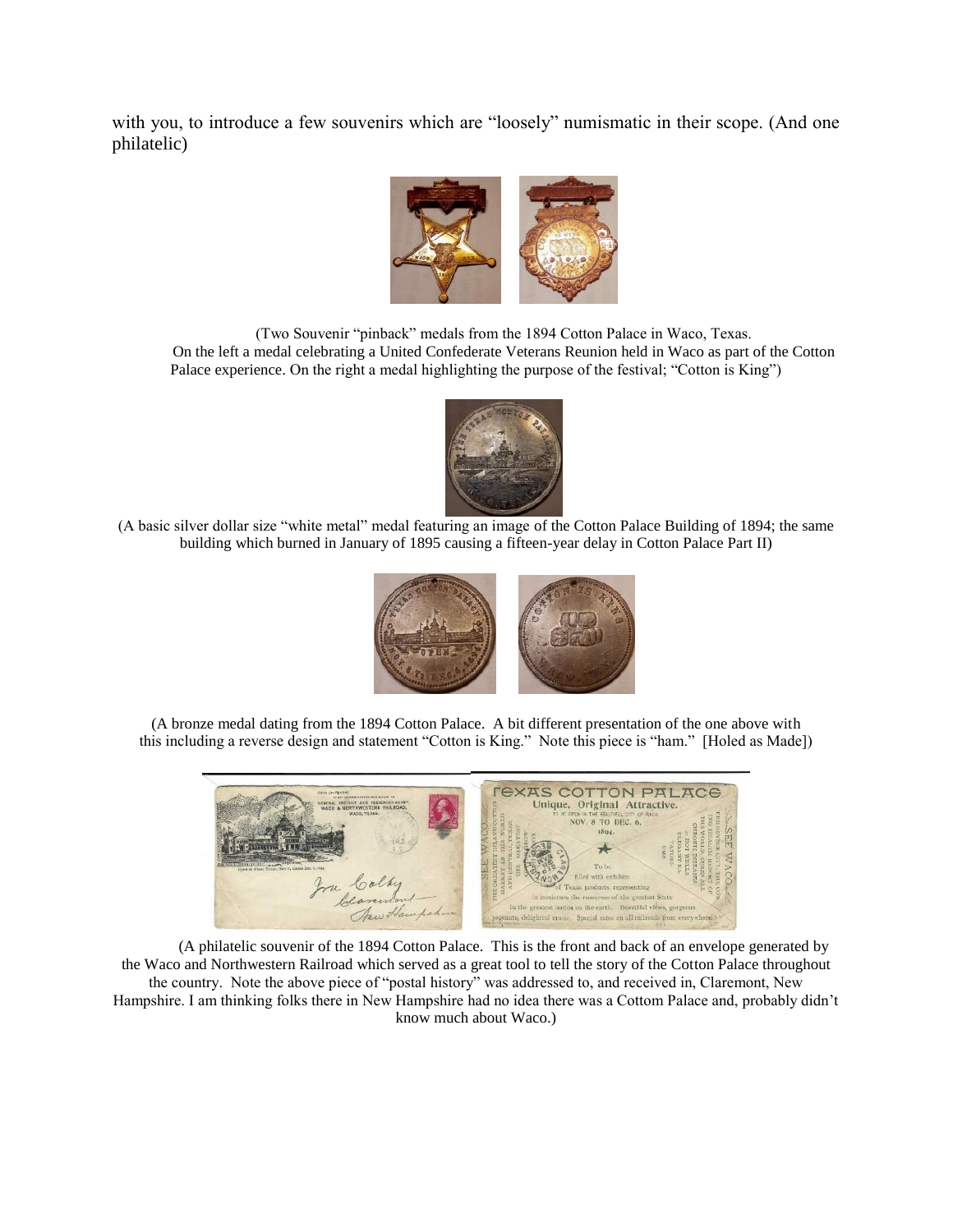with you, to introduce a few souvenirs which are "loosely" numismatic in their scope. (And one philatelic)

(Two Souvenir "pinback" medals from the 1894 Cotton Palace in Waco, Texas. On the left a medal celebrating a United Confederate Veterans Reunion held in Waco as part of the Cotton Palace experience. On the right a medal highlighting the purpose of the festival; "Cotton is King")

(A basic silver dollar size "white metal" medal featuring an image of the Cotton Palace Building of 1894; the same building which burned in January of 1895 causing a fifteen-year delay in Cotton Palace Part II)

(A bronze medal dating from the 1894 Cotton Palace. A bit different presentation of the one above with this including a reverse design and statement "Cotton is King." Note this piece is "ham." [Holed as Made])

(A philatelic souvenir of the 1894 Cotton Palace. This is the front and back of an envelope generated by the Waco and Northwestern Railroad which served as a great tool to tell the story of the Cotton Palace throughout the country. Note the above piece of "postal history" was addressed to, and received in, Claremont, New Hampshire. I am thinking folks there in New Hampshire had no idea there was a Cottom Palace and, probably didn't know much about Waco.)